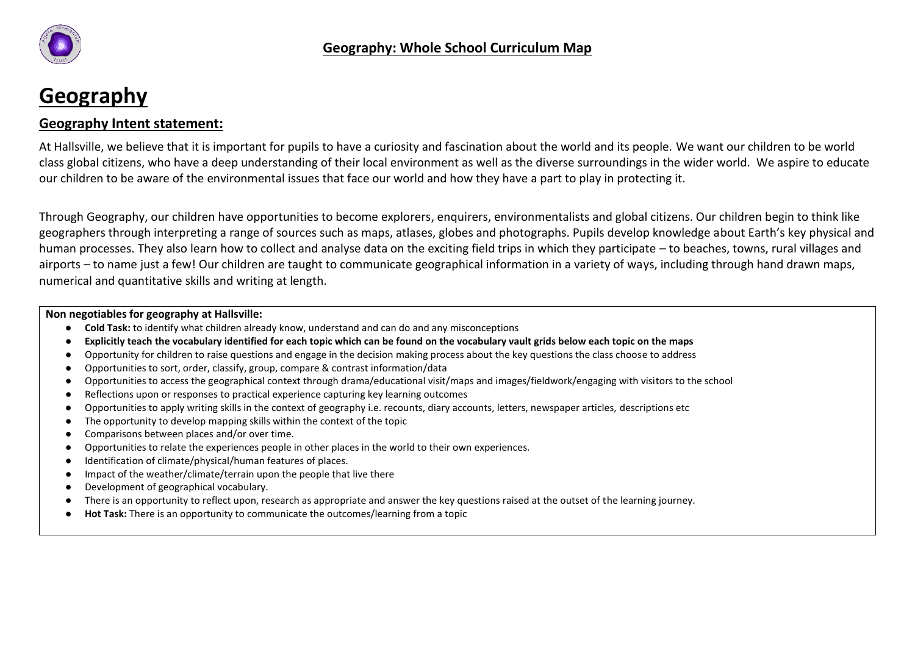# Geography: Whole School Curriculum Map

# Geography

## Geography Intent statement:

At Hallsville, we believe that it is important for pupils to have a curiosity and fascination about the world and its people. We want our children to be world class global citizens, who have a deep understanding of their local environment as well as the diverse surroundings in the wider world. We aspire to educate our children to be aware of the environmental issues that face our world and how they have a part to play in protecting it.

Through Geography, our children have opportunities to become explorers, enquirers, environmentalists and global citizens. Our children begin to think like geographers through interpreting a range of sources such as maps, atlases, globes and photographs. Pupils develop knowledge about Earth's key physical and human processes. They also learn how to collect and analyse data on the exciting field trips in which they participate – to beaches, towns, rural villages and airports – to name just a few! Our children are taught to communicate geographical information in a variety of ways, including through hand drawn maps, numerical and quantitative skills and writing at length.

**Non negotiables for geography at Hallsville:**

- **Cold Task:** to identify what children already know, understand and can do and any misconceptions
- **Explicitly teach the vocabulary identified for each topic which can be found on the vocabulary vault grids below each topic on the maps**
- Opportunity for children to raise questions and engage in the decision making process about the key questions the class choose to address
- Opportunities to sort, order, classify, group, compare & contrast information/data
- Opportunities to access the geographical context through drama/educational visit/maps and images/fieldwork/engaging with visitors to the school
- Reflections upon or responses to practical experience capturing key learning outcomes
- Opportunities to apply writing skills in the context of geography i.e. recounts, diary accounts, letters, newspaper articles, descriptions etc
- The opportunity to develop mapping skills within the context of the topic
- Comparisons between places and/or over time.
- Opportunities to relate the experiences people in other places in the world to their own experiences.
- Identification of climate/physical/human features of places.
- Impact of the weather/climate/terrain upon the people that live there
- Development of geographical vocabulary.
- There is an opportunity to reflect upon, research as appropriate and answer the key questions raised at the outset of the learning journey.
- **Hot Task:** There is an opportunity to communicate the outcomes/learning from a topic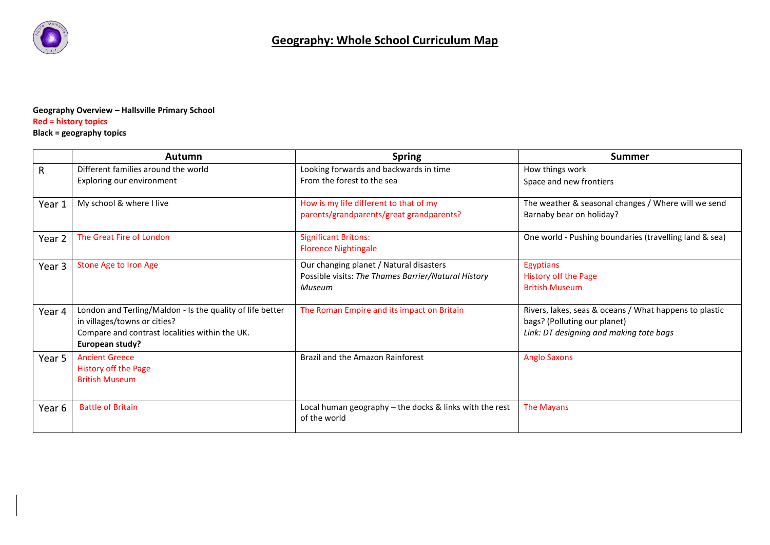# Geography: Whole School Curriculum Map

**Geography Overview – Hallsville Primary School**
**Red = history topics**
**Black = geography topics**

| | Autumn | Spring | Summer |
|---|---|---|---|
| R | Different families around the world<br>Exploring our environment | Looking forwards and backwards in time<br>From the forest to the sea | How things work<br>Space and new frontiers |
| Year 1 | My school & where I live | How is my life different to that of my parents/grandparents/great grandparents? | The weather & seasonal changes / Where will we send Barnaby bear on holiday? |
| Year 2 | The Great Fire of London | Significant Britons:<br>Florence Nightingale | One world - Pushing boundaries (travelling land & sea) |
| Year 3 | Stone Age to Iron Age | Our changing planet / Natural disasters<br>Possible visits: *The Thames Barrier/Natural History Museum* | Egyptians<br>History off the Page<br>British Museum |
| Year 4 | London and Terling/Maldon - Is the quality of life better in villages/towns or cities?<br>Compare and contrast localities within the UK.<br>**European study?** | The Roman Empire and its impact on Britain | Rivers, lakes, seas & oceans / What happens to plastic bags? (Polluting our planet)<br>*Link: DT designing and making tote bags* |
| Year 5 | Ancient Greece<br>History off the Page<br>British Museum | Brazil and the Amazon Rainforest | Anglo Saxons |
| Year 6 | Battle of Britain | Local human geography – the docks & links with the rest of the world | The Mayans |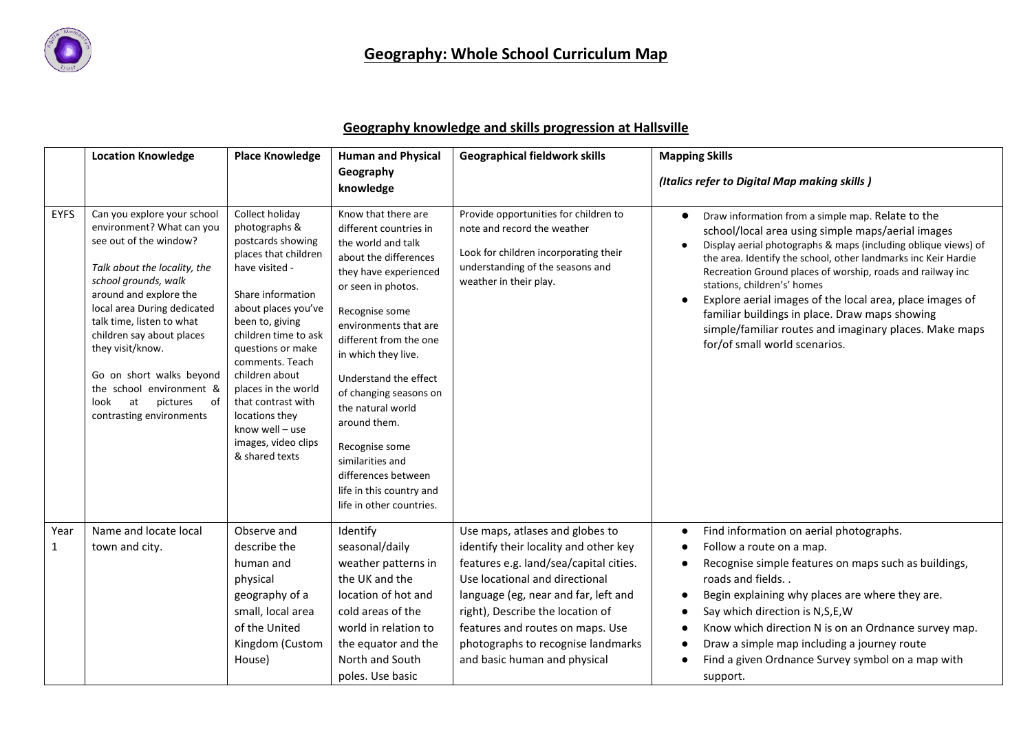# Geography: Whole School Curriculum Map

## Geography knowledge and skills progression at Hallsville

| | Location Knowledge | Place Knowledge | Human and Physical Geography knowledge | Geographical fieldwork skills | Mapping Skills *(Italics refer to Digital Map making skills )* |
|---|---|---|---|---|---|
| EYFS | Can you explore your school environment? What can you see out of the window? *Talk about the locality, the school grounds, walk around and explore the local area During dedicated talk time, listen to what children say about places they visit/know.* Go on short walks beyond the school environment & look at pictures of contrasting environments | Collect holiday photographs & postcards showing places that children have visited - Share information about places you've been to, giving children time to ask questions or make comments. Teach children about places in the world that contrast with locations they know well – use images, video clips & shared texts | Know that there are different countries in the world and talk about the differences they have experienced or seen in photos. Recognise some environments that are different from the one in which they live. Understand the effect of changing seasons on the natural world around them. Recognise some similarities and differences between life in this country and life in other countries. | Provide opportunities for children to note and record the weather. Look for children incorporating their understanding of the seasons and weather in their play. | • Draw information from a simple map. Relate to the school/local area using simple maps/aerial images<br>• Display aerial photographs & maps (including oblique views) of the area. Identify the school, other landmarks inc Keir Hardie Recreation Ground places of worship, roads and railway inc stations, children's' homes<br>• Explore aerial images of the local area, place images of familiar buildings in place. Draw maps showing simple/familiar routes and imaginary places. Make maps for/of small world scenarios. |
| Year 1 | Name and locate local town and city. | Observe and describe the human and physical geography of a small, local area of the United Kingdom (Custom House) | Identify seasonal/daily weather patterns in the UK and the location of hot and cold areas of the world in relation to the equator and the North and South poles. Use basic | Use maps, atlases and globes to identify their locality and other key features e.g. land/sea/capital cities. Use locational and directional language (eg, near and far, left and right), Describe the location of features and routes on maps. Use photographs to recognise landmarks and basic human and physical | • Find information on aerial photographs.<br>• Follow a route on a map.<br>• Recognise simple features on maps such as buildings, roads and fields. .<br>• Begin explaining why places are where they are.<br>• Say which direction is N,S,E,W<br>• Know which direction N is on an Ordnance survey map.<br>• Draw a simple map including a journey route<br>• Find a given Ordnance Survey symbol on a map with support. |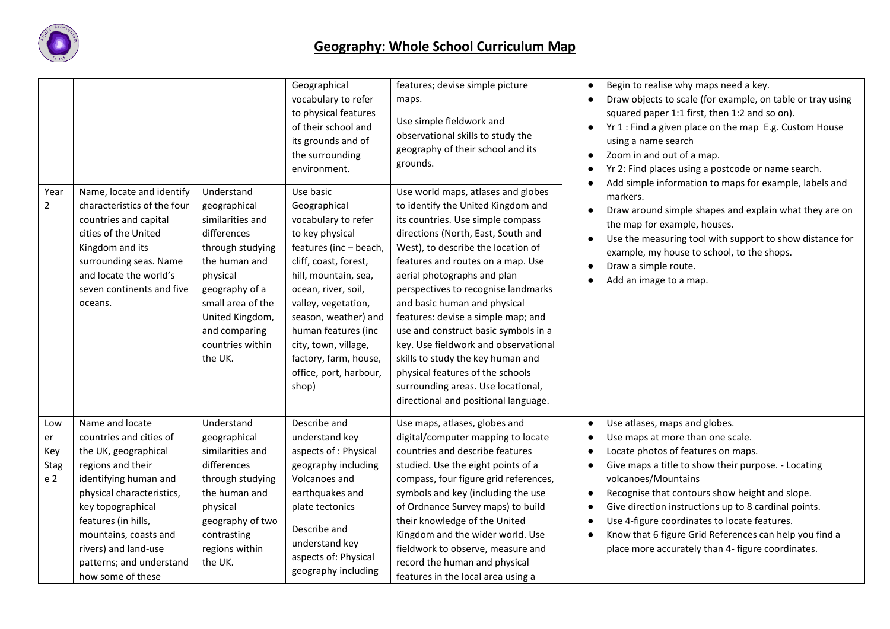# Geography: Whole School Curriculum Map

| | | | | | |
|---|---|---|---|---|---|
| | | | Geographical vocabulary to refer to physical features of their school and its grounds and of the surrounding environment. | features; devise simple picture maps.<br><br>Use simple fieldwork and observational skills to study the geography of their school and its grounds. | ● Begin to realise why maps need a key.<br>● Draw objects to scale (for example, on table or tray using squared paper 1:1 first, then 1:2 and so on).<br>● Yr 1 : Find a given place on the map E.g. Custom House using a name search<br>● Zoom in and out of a map.<br>● Yr 2: Find places using a postcode or name search.<br>● Add simple information to maps for example, labels and markers.<br>● Draw around simple shapes and explain what they are on the map for example, houses.<br>● Use the measuring tool with support to show distance for example, my house to school, to the shops.<br>● Draw a simple route.<br>● Add an image to a map. |
| Year 2 | Name, locate and identify characteristics of the four countries and capital cities of the United Kingdom and its surrounding seas. Name and locate the world's seven continents and five oceans. | Understand geographical similarities and differences through studying the human and physical geography of a small area of the United Kingdom, and comparing countries within the UK. | Use basic Geographical vocabulary to refer to key physical features (inc – beach, cliff, coast, forest, hill, mountain, sea, ocean, river, soil, valley, vegetation, season, weather) and human features (inc city, town, village, factory, farm, house, office, port, harbour, shop) | Use world maps, atlases and globes to identify the United Kingdom and its countries. Use simple compass directions (North, East, South and West), to describe the location of features and routes on a map. Use aerial photographs and plan perspectives to recognise landmarks and basic human and physical features: devise a simple map; and use and construct basic symbols in a key. Use fieldwork and observational skills to study the key human and physical features of the schools surrounding areas. Use locational, directional and positional language. | |
| Lower Key Stage 2 | Name and locate countries and cities of the UK, geographical regions and their identifying human and physical characteristics, key topographical features (in hills, mountains, coasts and rivers) and land-use patterns; and understand how some of these | Understand geographical similarities and differences through studying the human and physical geography of two contrasting regions within the UK. | Describe and understand key aspects of : Physical geography including Volcanoes and earthquakes and plate tectonics<br><br>Describe and understand key aspects of: Physical geography including | Use maps, atlases, globes and digital/computer mapping to locate countries and describe features studied. Use the eight points of a compass, four figure grid references, symbols and key (including the use of Ordnance Survey maps) to build their knowledge of the United Kingdom and the wider world. Use fieldwork to observe, measure and record the human and physical features in the local area using a | ● Use atlases, maps and globes.<br>● Use maps at more than one scale.<br>● Locate photos of features on maps.<br>● Give maps a title to show their purpose. - Locating volcanoes/Mountains<br>● Recognise that contours show height and slope.<br>● Give direction instructions up to 8 cardinal points.<br>● Use 4-figure coordinates to locate features.<br>● Know that 6 figure Grid References can help you find a place more accurately than 4- figure coordinates. |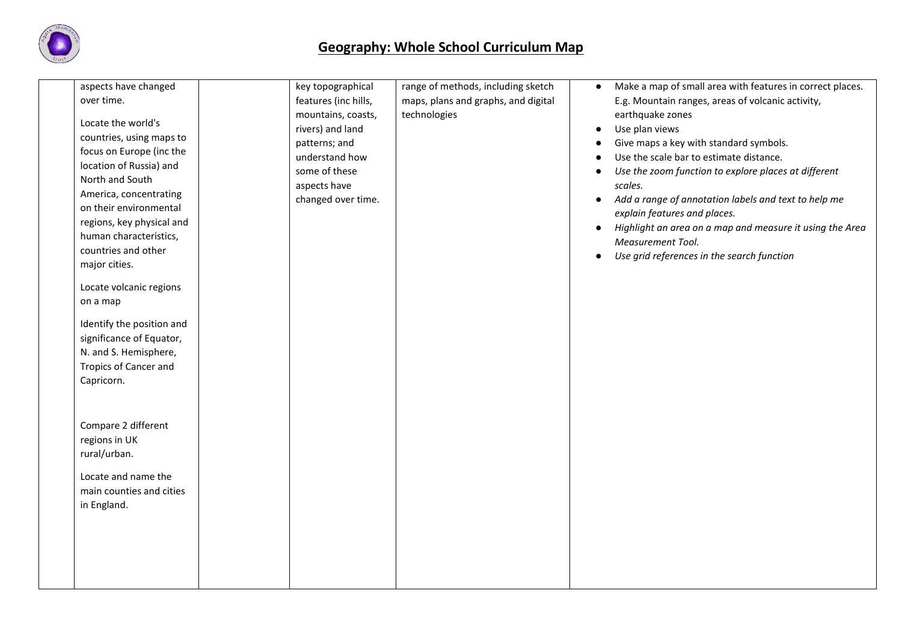# Geography: Whole School Curriculum Map

| | | | | | |
|---|---|---|---|---|---|
| | aspects have changed over time.<br><br>Locate the world's countries, using maps to focus on Europe (inc the location of Russia) and North and South America, concentrating on their environmental regions, key physical and human characteristics, countries and other major cities.<br><br>Locate volcanic regions on a map<br><br>Identify the position and significance of Equator, N. and S. Hemisphere, Tropics of Cancer and Capricorn.<br><br>Compare 2 different regions in UK rural/urban.<br><br>Locate and name the main counties and cities in England. | | key topographical features (inc hills, mountains, coasts, rivers) and land patterns; and understand how some of these aspects have changed over time. | range of methods, including sketch maps, plans and graphs, and digital technologies | • Make a map of small area with features in correct places. E.g. Mountain ranges, areas of volcanic activity, earthquake zones<br>• Use plan views<br>• Give maps a key with standard symbols.<br>• Use the scale bar to estimate distance.<br>• *Use the zoom function to explore places at different scales.*<br>• *Add a range of annotation labels and text to help me explain features and places.*<br>• *Highlight an area on a map and measure it using the Area Measurement Tool.*<br>• *Use grid references in the search function* |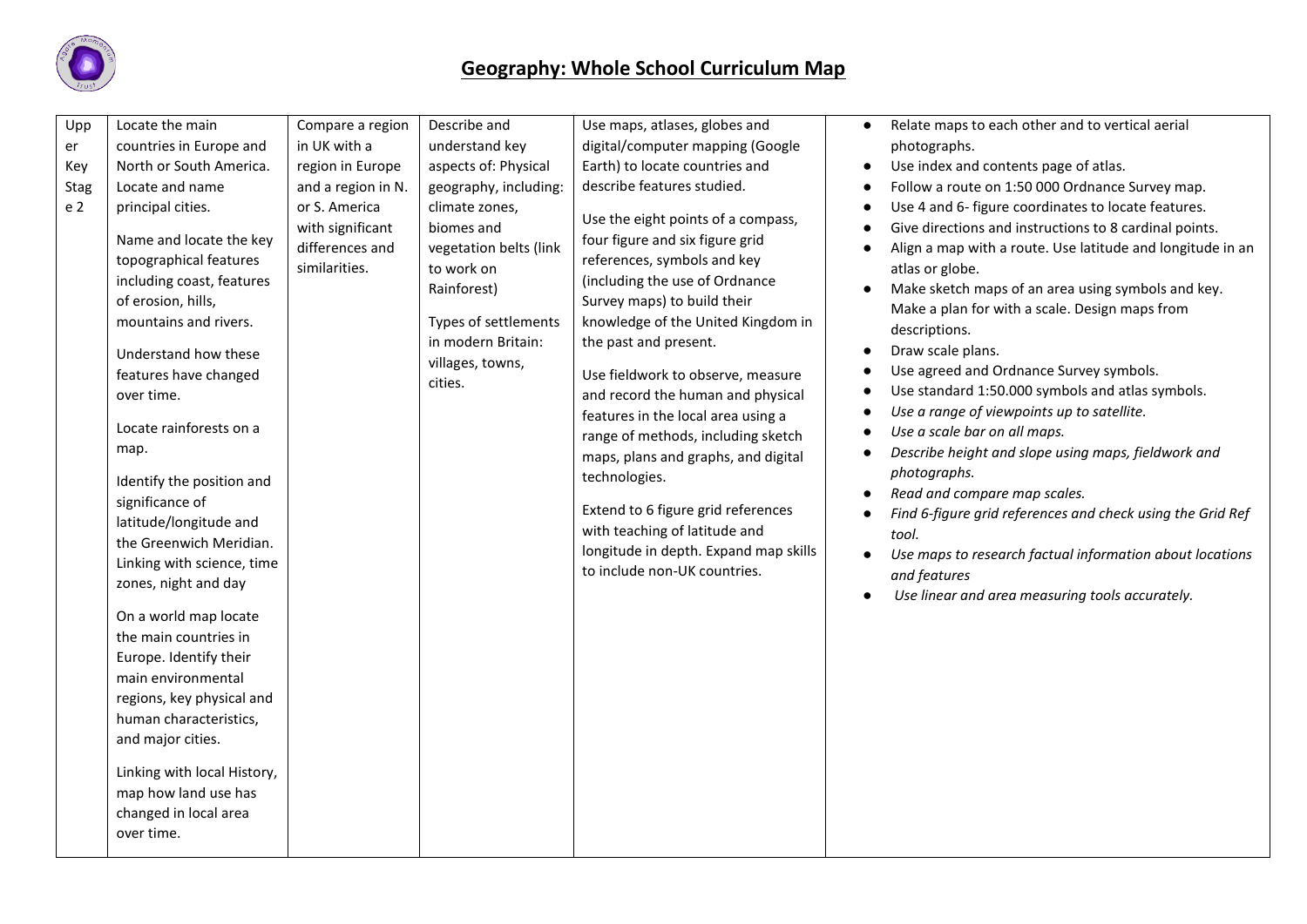# Geography: Whole School Curriculum Map

| Upper Key Stage 2 | Locate the main countries in Europe and North or South America. Locate and name principal cities.<br><br>Name and locate the key topographical features including coast, features of erosion, hills, mountains and rivers.<br><br>Understand how these features have changed over time.<br><br>Locate rainforests on a map.<br><br>Identify the position and significance of latitude/longitude and the Greenwich Meridian. Linking with science, time zones, night and day<br><br>On a world map locate the main countries in Europe. Identify their main environmental regions, key physical and human characteristics, and major cities.<br><br>Linking with local History, map how land use has changed in local area over time. | Compare a region in UK with a region in Europe and a region in N. or S. America with significant differences and similarities. | Describe and understand key aspects of: Physical geography, including: climate zones, biomes and vegetation belts (link to work on Rainforest)<br><br>Types of settlements in modern Britain: villages, towns, cities. | Use maps, atlases, globes and digital/computer mapping (Google Earth) to locate countries and describe features studied.<br><br>Use the eight points of a compass, four figure and six figure grid references, symbols and key (including the use of Ordnance Survey maps) to build their knowledge of the United Kingdom in the past and present.<br><br>Use fieldwork to observe, measure and record the human and physical features in the local area using a range of methods, including sketch maps, plans and graphs, and digital technologies.<br><br>Extend to 6 figure grid references with teaching of latitude and longitude in depth. Expand map skills to include non-UK countries. | • Relate maps to each other and to vertical aerial photographs.<br>• Use index and contents page of atlas.<br>• Follow a route on 1:50 000 Ordnance Survey map.<br>• Use 4 and 6- figure coordinates to locate features.<br>• Give directions and instructions to 8 cardinal points.<br>• Align a map with a route. Use latitude and longitude in an atlas or globe.<br>• Make sketch maps of an area using symbols and key. Make a plan for with a scale. Design maps from descriptions.<br>• Draw scale plans.<br>• Use agreed and Ordnance Survey symbols.<br>• Use standard 1:50.000 symbols and atlas symbols.<br>• *Use a range of viewpoints up to satellite.*<br>• *Use a scale bar on all maps.*<br>• *Describe height and slope using maps, fieldwork and photographs.*<br>• *Read and compare map scales.*<br>• *Find 6-figure grid references and check using the Grid Ref tool.*<br>• *Use maps to research factual information about locations and features*<br>• *Use linear and area measuring tools accurately.* |
|---|---|---|---|---|---|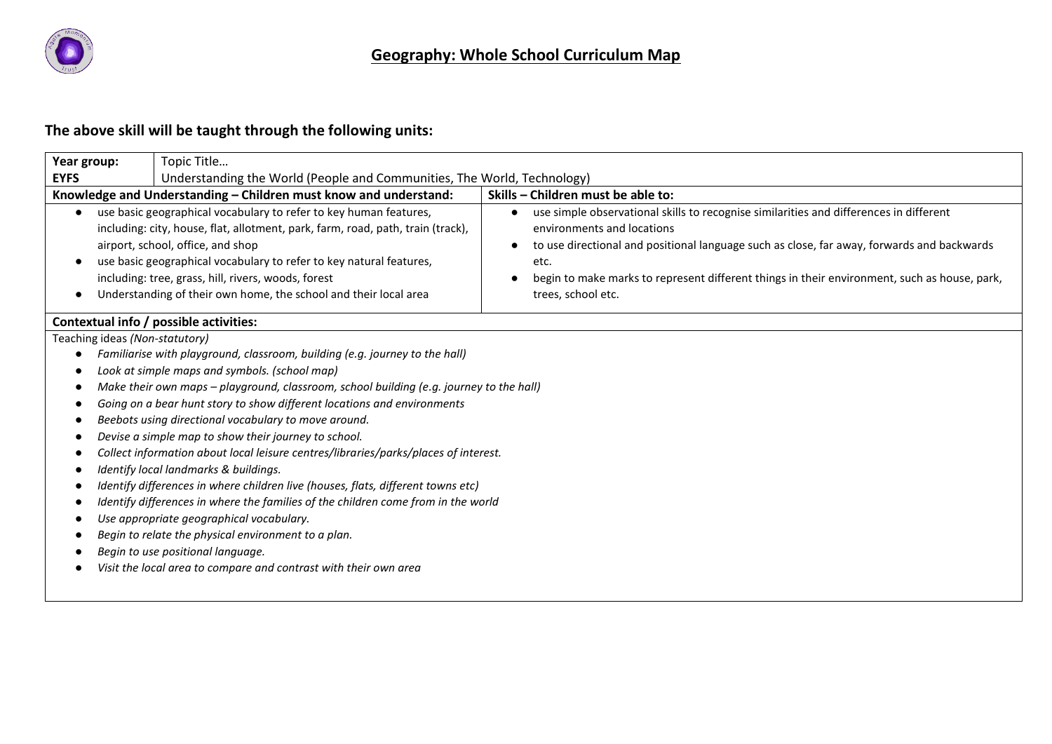# Geography: Whole School Curriculum Map

## The above skill will be taught through the following units:

| **Year group:** | Topic Title… | | |
|---|---|---|---|
| **EYFS** | Understanding the World (People and Communities, The World, Technology) | | |
| **Knowledge and Understanding – Children must know and understand:** | | **Skills – Children must be able to:** | |
| • use basic geographical vocabulary to refer to key human features, including: city, house, flat, allotment, park, farm, road, path, train (track), airport, school, office, and shop<br>• use basic geographical vocabulary to refer to key natural features, including: tree, grass, hill, rivers, woods, forest<br>• Understanding of their own home, the school and their local area | | • use simple observational skills to recognise similarities and differences in different environments and locations<br>• to use directional and positional language such as close, far away, forwards and backwards etc.<br>• begin to make marks to represent different things in their environment, such as house, park, trees, school etc. | |

**Contextual info / possible activities:**

Teaching ideas *(Non-statutory)*

- *Familiarise with playground, classroom, building (e.g. journey to the hall)*
- *Look at simple maps and symbols. (school map)*
- *Make their own maps – playground, classroom, school building (e.g. journey to the hall)*
- *Going on a bear hunt story to show different locations and environments*
- *Beebots using directional vocabulary to move around.*
- *Devise a simple map to show their journey to school.*
- *Collect information about local leisure centres/libraries/parks/places of interest.*
- *Identify local landmarks & buildings.*
- *Identify differences in where children live (houses, flats, different towns etc)*
- *Identify differences in where the families of the children come from in the world*
- *Use appropriate geographical vocabulary.*
- *Begin to relate the physical environment to a plan.*
- *Begin to use positional language.*
- *Visit the local area to compare and contrast with their own area*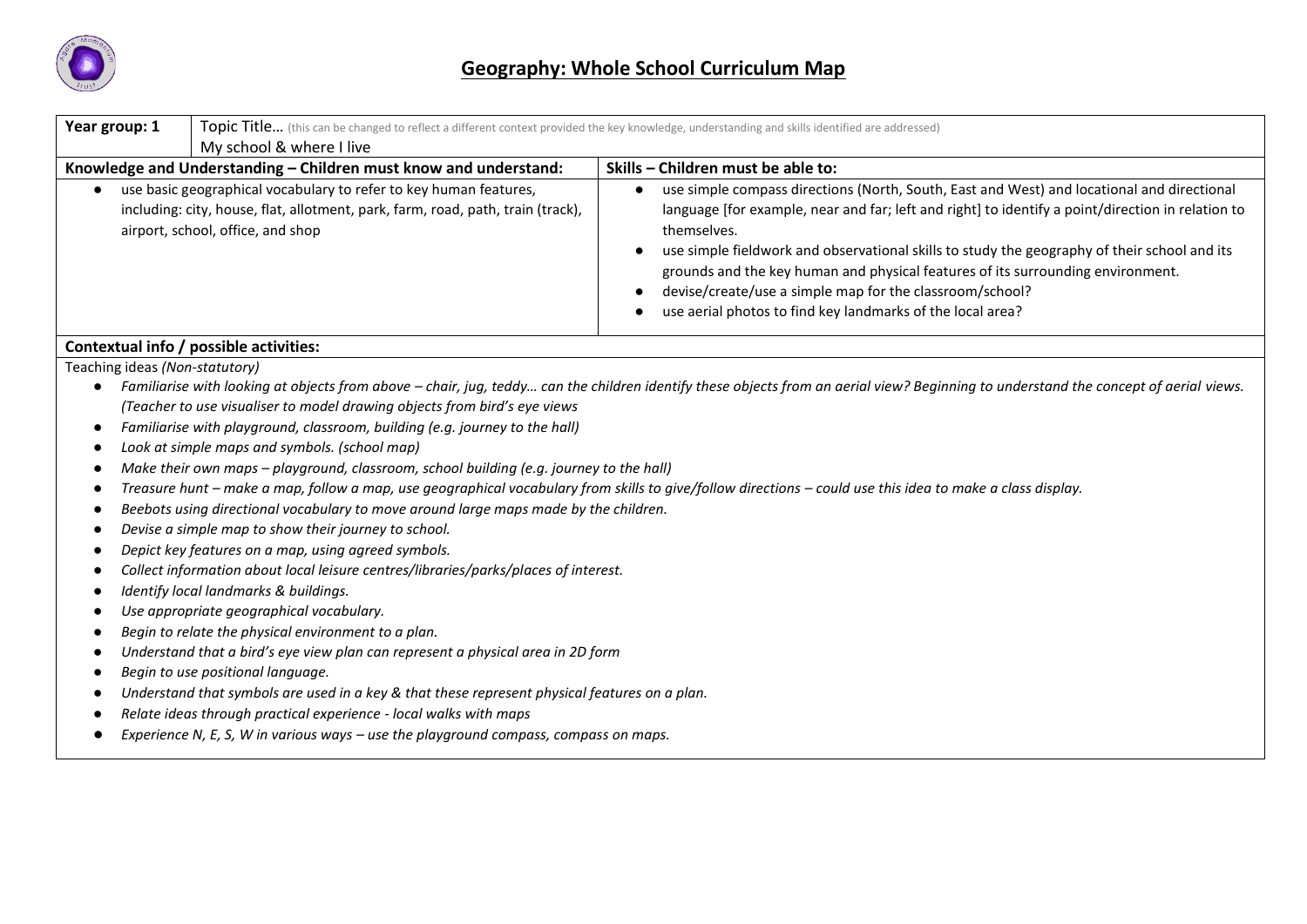# Geography: Whole School Curriculum Map

| Year group: 1 | Topic Title… (this can be changed to reflect a different context provided the key knowledge, understanding and skills identified are addressed) My school & where I live |
|---|---|
| **Knowledge and Understanding – Children must know and understand:** | **Skills – Children must be able to:** |
| • use basic geographical vocabulary to refer to key human features, including: city, house, flat, allotment, park, farm, road, path, train (track), airport, school, office, and shop | • use simple compass directions (North, South, East and West) and locational and directional language [for example, near and far; left and right] to identify a point/direction in relation to themselves.<br>• use simple fieldwork and observational skills to study the geography of their school and its grounds and the key human and physical features of its surrounding environment.<br>• devise/create/use a simple map for the classroom/school?<br>• use aerial photos to find key landmarks of the local area? |

**Contextual info / possible activities:**

Teaching ideas *(Non-statutory)*

- *Familiarise with looking at objects from above – chair, jug, teddy… can the children identify these objects from an aerial view? Beginning to understand the concept of aerial views. (Teacher to use visualiser to model drawing objects from bird's eye views*
- *Familiarise with playground, classroom, building (e.g. journey to the hall)*
- *Look at simple maps and symbols. (school map)*
- *Make their own maps – playground, classroom, school building (e.g. journey to the hall)*
- *Treasure hunt – make a map, follow a map, use geographical vocabulary from skills to give/follow directions – could use this idea to make a class display.*
- *Beebots using directional vocabulary to move around large maps made by the children.*
- *Devise a simple map to show their journey to school.*
- *Depict key features on a map, using agreed symbols.*
- *Collect information about local leisure centres/libraries/parks/places of interest.*
- *Identify local landmarks & buildings.*
- *Use appropriate geographical vocabulary.*
- *Begin to relate the physical environment to a plan.*
- *Understand that a bird's eye view plan can represent a physical area in 2D form*
- *Begin to use positional language.*
- *Understand that symbols are used in a key & that these represent physical features on a plan.*
- *Relate ideas through practical experience - local walks with maps*
- *Experience N, E, S, W in various ways – use the playground compass, compass on maps.*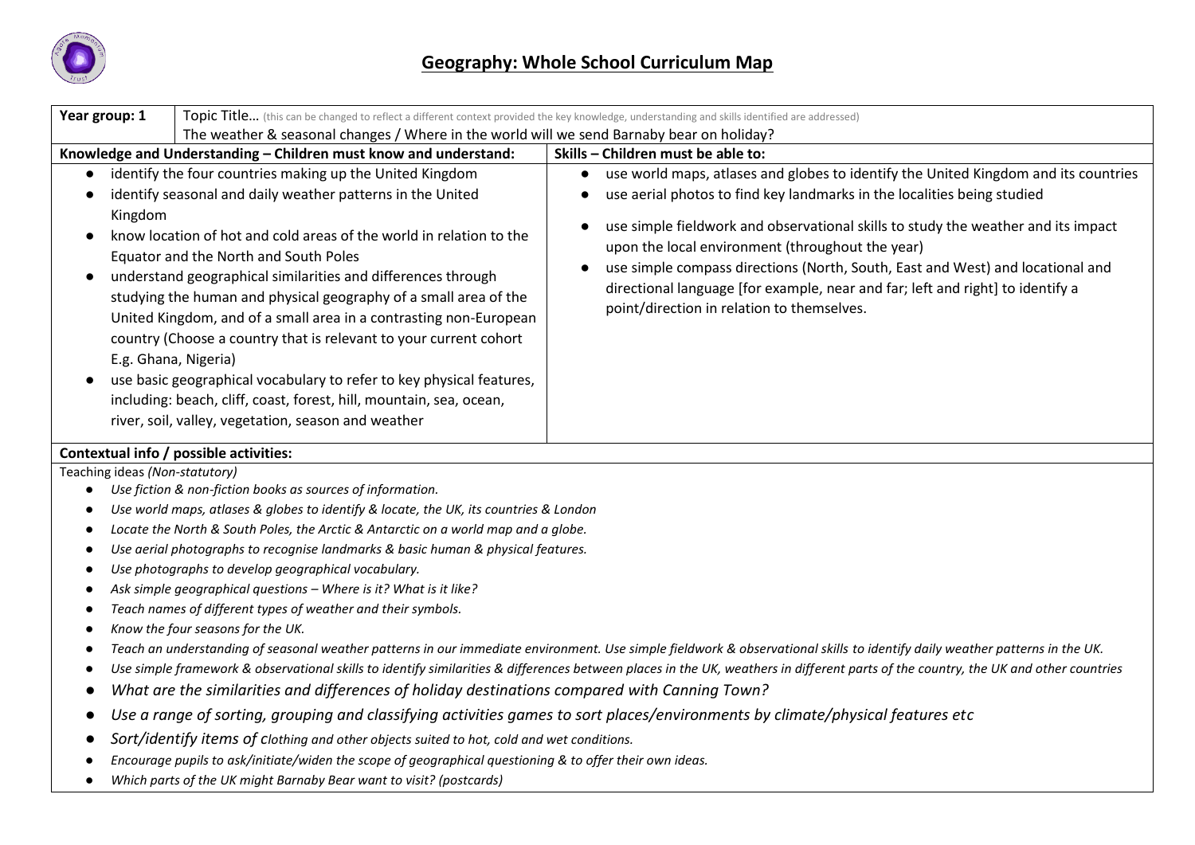# Geography: Whole School Curriculum Map

| Year group: 1 | Topic Title… (this can be changed to reflect a different context provided the key knowledge, understanding and skills identified are addressed) The weather & seasonal changes / Where in the world will we send Barnaby bear on holiday? |
|---|---|
| **Knowledge and Understanding – Children must know and understand:** | **Skills – Children must be able to:** |
| • identify the four countries making up the United Kingdom<br>• identify seasonal and daily weather patterns in the United Kingdom<br>• know location of hot and cold areas of the world in relation to the Equator and the North and South Poles<br>• understand geographical similarities and differences through studying the human and physical geography of a small area of the United Kingdom, and of a small area in a contrasting non-European country (Choose a country that is relevant to your current cohort E.g. Ghana, Nigeria)<br>• use basic geographical vocabulary to refer to key physical features, including: beach, cliff, coast, forest, hill, mountain, sea, ocean, river, soil, valley, vegetation, season and weather | • use world maps, atlases and globes to identify the United Kingdom and its countries<br>• use aerial photos to find key landmarks in the localities being studied<br>• use simple fieldwork and observational skills to study the weather and its impact upon the local environment (throughout the year)<br>• use simple compass directions (North, South, East and West) and locational and directional language [for example, near and far; left and right] to identify a point/direction in relation to themselves. |

**Contextual info / possible activities:**

Teaching ideas *(Non-statutory)*

- *Use fiction & non-fiction books as sources of information.*
- *Use world maps, atlases & globes to identify & locate, the UK, its countries & London*
- *Locate the North & South Poles, the Arctic & Antarctic on a world map and a globe.*
- *Use aerial photographs to recognise landmarks & basic human & physical features.*
- *Use photographs to develop geographical vocabulary.*
- *Ask simple geographical questions – Where is it? What is it like?*
- *Teach names of different types of weather and their symbols.*
- *Know the four seasons for the UK.*
- *Teach an understanding of seasonal weather patterns in our immediate environment. Use simple fieldwork & observational skills to identify daily weather patterns in the UK.*
- *Use simple framework & observational skills to identify similarities & differences between places in the UK, weathers in different parts of the country, the UK and other countries*
- *What are the similarities and differences of holiday destinations compared with Canning Town?*
- *Use a range of sorting, grouping and classifying activities games to sort places/environments by climate/physical features etc*
- *Sort/identify items of clothing and other objects suited to hot, cold and wet conditions.*
- *Encourage pupils to ask/initiate/widen the scope of geographical questioning & to offer their own ideas.*
- *Which parts of the UK might Barnaby Bear want to visit? (postcards)*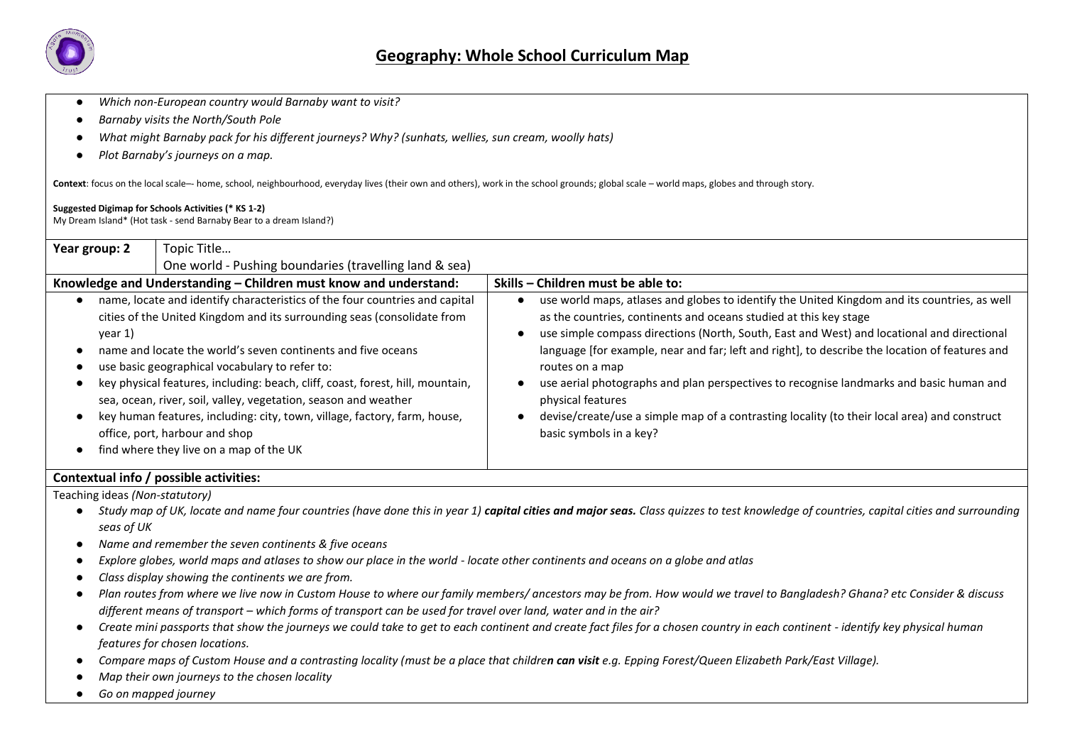# Geography: Whole School Curriculum Map

- *Which non-European country would Barnaby want to visit?*
- *Barnaby visits the North/South Pole*
- *What might Barnaby pack for his different journeys? Why? (sunhats, wellies, sun cream, woolly hats)*
- *Plot Barnaby's journeys on a map.*

**Context**: focus on the local scale–- home, school, neighbourhood, everyday lives (their own and others), work in the school grounds; global scale – world maps, globes and through story.

**Suggested Digimap for Schools Activities (* KS 1-2)**
My Dream Island* (Hot task - send Barnaby Bear to a dream Island?)

| **Year group: 2** | Topic Title… One world - Pushing boundaries (travelling land & sea) |
|---|---|
| **Knowledge and Understanding – Children must know and understand:** | **Skills – Children must be able to:** |
| • name, locate and identify characteristics of the four countries and capital cities of the United Kingdom and its surrounding seas (consolidate from year 1)<br>• name and locate the world's seven continents and five oceans<br>• use basic geographical vocabulary to refer to:<br>• key physical features, including: beach, cliff, coast, forest, hill, mountain, sea, ocean, river, soil, valley, vegetation, season and weather<br>• key human features, including: city, town, village, factory, farm, house, office, port, harbour and shop<br>• find where they live on a map of the UK | • use world maps, atlases and globes to identify the United Kingdom and its countries, as well as the countries, continents and oceans studied at this key stage<br>• use simple compass directions (North, South, East and West) and locational and directional language [for example, near and far; left and right], to describe the location of features and routes on a map<br>• use aerial photographs and plan perspectives to recognise landmarks and basic human and physical features<br>• devise/create/use a simple map of a contrasting locality (to their local area) and construct basic symbols in a key? |

**Contextual info / possible activities:**

Teaching ideas *(Non-statutory)*

- *Study map of UK, locate and name four countries (have done this in year 1)* ***capital cities and major seas.*** *Class quizzes to test knowledge of countries, capital cities and surrounding seas of UK*
- *Name and remember the seven continents & five oceans*
- *Explore globes, world maps and atlases to show our place in the world - locate other continents and oceans on a globe and atlas*
- *Class display showing the continents we are from.*
- *Plan routes from where we live now in Custom House to where our family members/ ancestors may be from. How would we travel to Bangladesh? Ghana? etc Consider & discuss different means of transport – which forms of transport can be used for travel over land, water and in the air?*
- *Create mini passports that show the journeys we could take to get to each continent and create fact files for a chosen country in each continent - identify key physical human features for chosen locations.*
- *Compare maps of Custom House and a contrasting locality (must be a place that childre**n can visit** e.g. Epping Forest/Queen Elizabeth Park/East Village).*
- *Map their own journeys to the chosen locality*
- *Go on mapped journey*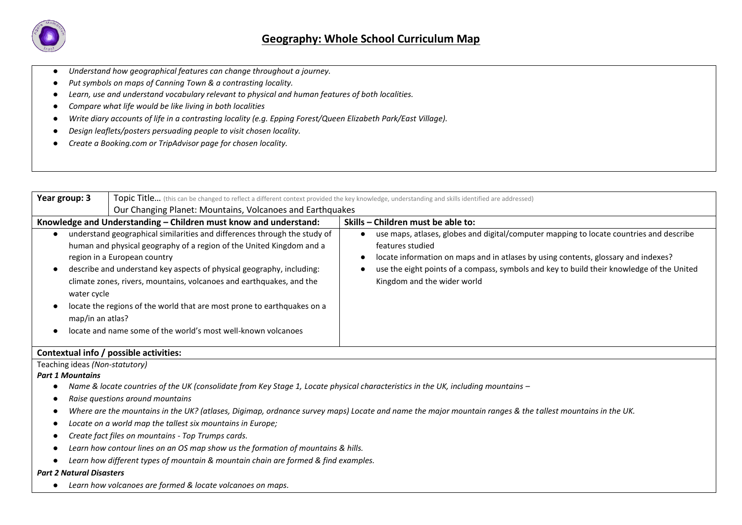# Geography: Whole School Curriculum Map

- *Understand how geographical features can change throughout a journey.*
- *Put symbols on maps of Canning Town & a contrasting locality.*
- *Learn, use and understand vocabulary relevant to physical and human features of both localities.*
- *Compare what life would be like living in both localities*
- *Write diary accounts of life in a contrasting locality (e.g. Epping Forest/Queen Elizabeth Park/East Village).*
- *Design leaflets/posters persuading people to visit chosen locality.*
- *Create a Booking.com or TripAdvisor page for chosen locality.*

| **Year group: 3** | Topic Title… (this can be changed to reflect a different context provided the key knowledge, understanding and skills identified are addressed)<br>Our Changing Planet: Mountains, Volcanoes and Earthquakes |
|---|---|
| **Knowledge and Understanding – Children must know and understand:** | **Skills – Children must be able to:** |
| • understand geographical similarities and differences through the study of human and physical geography of a region of the United Kingdom and a region in a European country<br>• describe and understand key aspects of physical geography, including: climate zones, rivers, mountains, volcanoes and earthquakes, and the water cycle<br>• locate the regions of the world that are most prone to earthquakes on a map/in an atlas?<br>• locate and name some of the world's most well-known volcanoes | • use maps, atlases, globes and digital/computer mapping to locate countries and describe features studied<br>• locate information on maps and in atlases by using contents, glossary and indexes?<br>• use the eight points of a compass, symbols and key to build their knowledge of the United Kingdom and the wider world |

**Contextual info / possible activities:**

Teaching ideas *(Non-statutory)*

***Part 1 Mountains***

- *Name & locate countries of the UK (consolidate from Key Stage 1, Locate physical characteristics in the UK, including mountains –*
- *Raise questions around mountains*
- *Where are the mountains in the UK? (atlases, Digimap, ordnance survey maps) Locate and name the major mountain ranges & the tallest mountains in the UK.*
- *Locate on a world map the tallest six mountains in Europe;*
- *Create fact files on mountains - Top Trumps cards.*
- *Learn how contour lines on an OS map show us the formation of mountains & hills.*
- *Learn how different types of mountain & mountain chain are formed & find examples.*

***Part 2 Natural Disasters***

- *Learn how volcanoes are formed & locate volcanoes on maps.*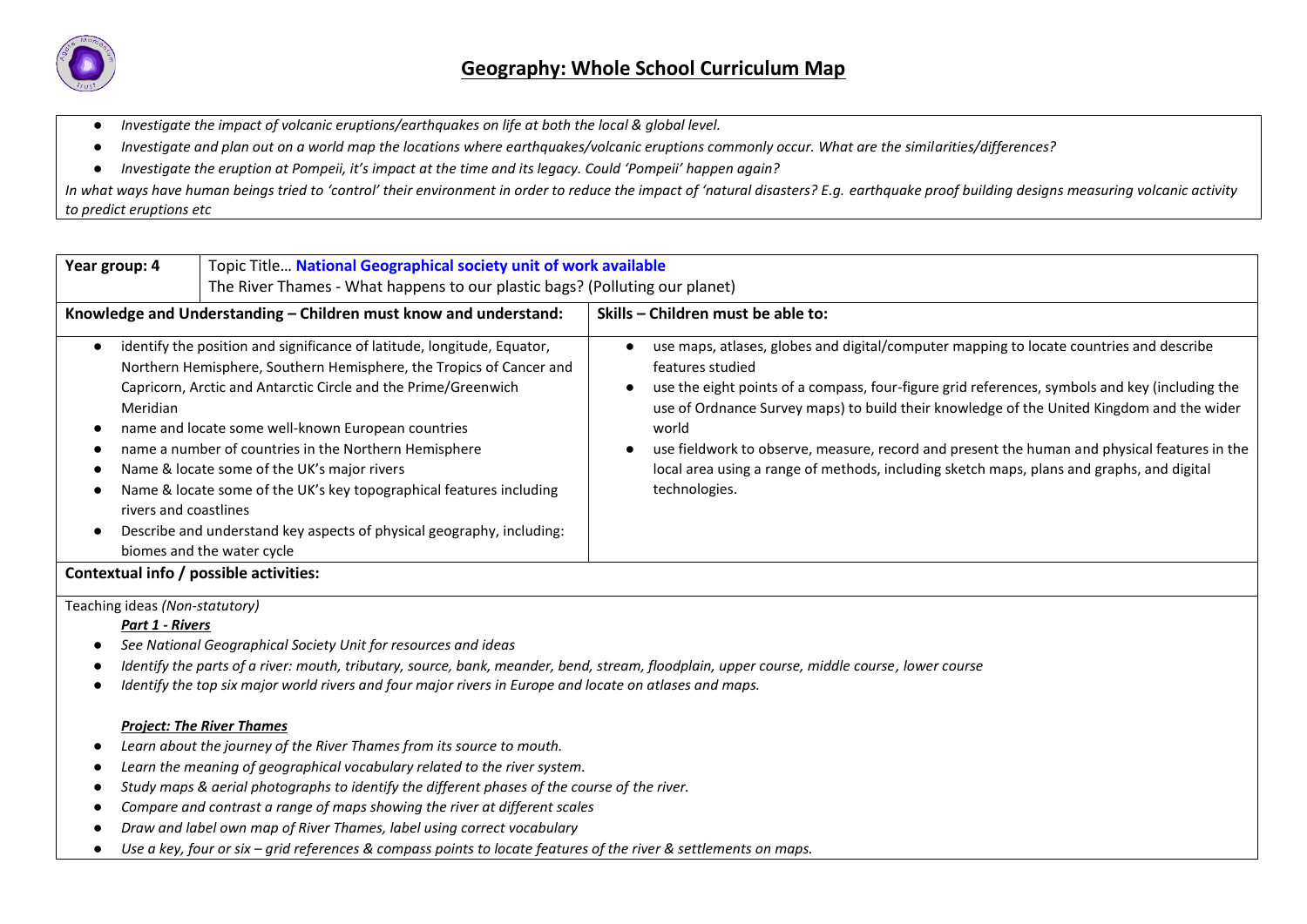# Geography: Whole School Curriculum Map

- *Investigate the impact of volcanic eruptions/earthquakes on life at both the local & global level.*
- *Investigate and plan out on a world map the locations where earthquakes/volcanic eruptions commonly occur. What are the similarities/differences?*
- *Investigate the eruption at Pompeii, it's impact at the time and its legacy. Could 'Pompeii' happen again?*

*In what ways have human beings tried to 'control' their environment in order to reduce the impact of 'natural disasters? E.g. earthquake proof building designs measuring volcanic activity to predict eruptions etc*

| **Year group: 4** | Topic Title… **National Geographical society unit of work available**<br>The River Thames - What happens to our plastic bags? (Polluting our planet) |
|---|---|
| **Knowledge and Understanding – Children must know and understand:** | **Skills – Children must be able to:** |
| • identify the position and significance of latitude, longitude, Equator, Northern Hemisphere, Southern Hemisphere, the Tropics of Cancer and Capricorn, Arctic and Antarctic Circle and the Prime/Greenwich Meridian<br>• name and locate some well-known European countries<br>• name a number of countries in the Northern Hemisphere<br>• Name & locate some of the UK's major rivers<br>• Name & locate some of the UK's key topographical features including rivers and coastlines<br>• Describe and understand key aspects of physical geography, including: biomes and the water cycle | • use maps, atlases, globes and digital/computer mapping to locate countries and describe features studied<br>• use the eight points of a compass, four-figure grid references, symbols and key (including the use of Ordnance Survey maps) to build their knowledge of the United Kingdom and the wider world<br>• use fieldwork to observe, measure, record and present the human and physical features in the local area using a range of methods, including sketch maps, plans and graphs, and digital technologies. |

**Contextual info / possible activities:**

Teaching ideas *(Non-statutory)*

***Part 1 - Rivers***

- *See National Geographical Society Unit for resources and ideas*
- *Identify the parts of a river: mouth, tributary, source, bank, meander, bend, stream, floodplain, upper course, middle course, lower course*
- *Identify the top six major world rivers and four major rivers in Europe and locate on atlases and maps.*

***Project: The River Thames***

- *Learn about the journey of the River Thames from its source to mouth.*
- *Learn the meaning of geographical vocabulary related to the river system.*
- *Study maps & aerial photographs to identify the different phases of the course of the river.*
- *Compare and contrast a range of maps showing the river at different scales*
- *Draw and label own map of River Thames, label using correct vocabulary*
- *Use a key, four or six – grid references & compass points to locate features of the river & settlements on maps.*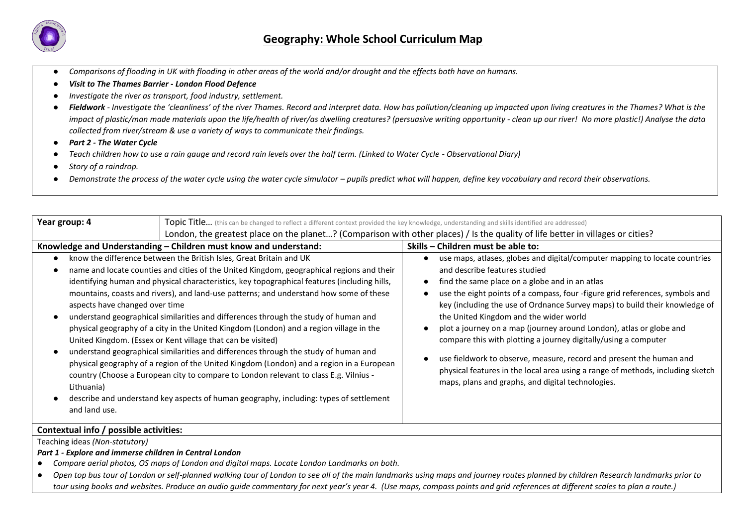# Geography: Whole School Curriculum Map

- *Comparisons of flooding in UK with flooding in other areas of the world and/or drought and the effects both have on humans.*
- ***Visit to The Thames Barrier - London Flood Defence***
- *Investigate the river as transport, food industry, settlement.*
- ***Fieldwork** - Investigate the 'cleanliness' of the river Thames. Record and interpret data. How has pollution/cleaning up impacted upon living creatures in the Thames? What is the impact of plastic/man made materials upon the life/health of river/as dwelling creatures? (persuasive writing opportunity - clean up our river! No more plastic!) Analyse the data collected from river/stream & use a variety of ways to communicate their findings.*
- ***Part 2 - The Water Cycle***
- *Teach children how to use a rain gauge and record rain levels over the half term. (Linked to Water Cycle - Observational Diary)*
- *Story of a raindrop.*
- *Demonstrate the process of the water cycle using the water cycle simulator – pupils predict what will happen, define key vocabulary and record their observations.*

| **Year group: 4** | Topic Title… (this can be changed to reflect a different context provided the key knowledge, understanding and skills identified are addressed)<br>London, the greatest place on the planet…? (Comparison with other places) / Is the quality of life better in villages or cities? |
|---|---|
| **Knowledge and Understanding – Children must know and understand:** | **Skills – Children must be able to:** |
| • know the difference between the British Isles, Great Britain and UK<br>• name and locate counties and cities of the United Kingdom, geographical regions and their identifying human and physical characteristics, key topographical features (including hills, mountains, coasts and rivers), and land-use patterns; and understand how some of these aspects have changed over time<br>• understand geographical similarities and differences through the study of human and physical geography of a city in the United Kingdom (London) and a region village in the United Kingdom. (Essex or Kent village that can be visited)<br>• understand geographical similarities and differences through the study of human and physical geography of a region of the United Kingdom (London) and a region in a European country (Choose a European city to compare to London relevant to class E.g. Vilnius - Lithuania)<br>• describe and understand key aspects of human geography, including: types of settlement and land use. | • use maps, atlases, globes and digital/computer mapping to locate countries and describe features studied<br>• find the same place on a globe and in an atlas<br>• use the eight points of a compass, four -figure grid references, symbols and key (including the use of Ordnance Survey maps) to build their knowledge of the United Kingdom and the wider world<br>• plot a journey on a map (journey around London), atlas or globe and compare this with plotting a journey digitally/using a computer<br>• use fieldwork to observe, measure, record and present the human and physical features in the local area using a range of methods, including sketch maps, plans and graphs, and digital technologies. |

**Contextual info / possible activities:**

Teaching ideas *(Non-statutory)*

***Part 1 - Explore and immerse children in Central London***

- *Compare aerial photos, OS maps of London and digital maps. Locate London Landmarks on both.*
- *Open top bus tour of London or self-planned walking tour of London to see all of the main landmarks using maps and journey routes planned by children Research landmarks prior to tour using books and websites. Produce an audio guide commentary for next year's year 4. (Use maps, compass points and grid references at different scales to plan a route.)*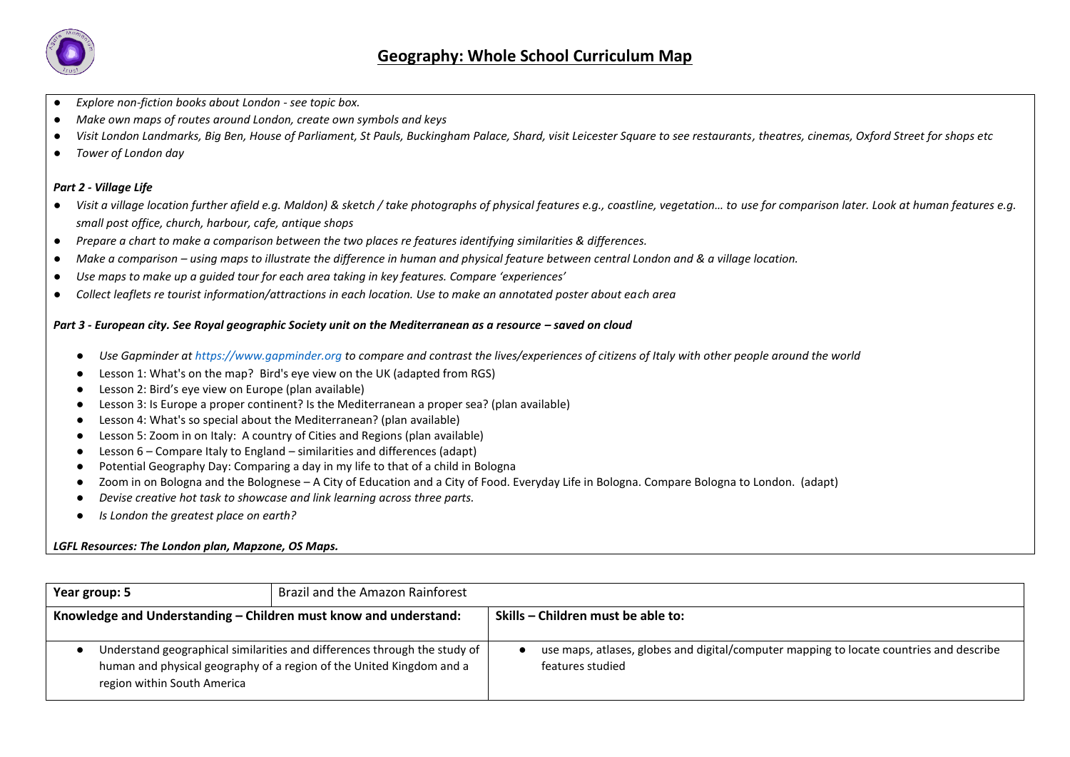## Geography: Whole School Curriculum Map

- *Explore non-fiction books about London - see topic box.*
- *Make own maps of routes around London, create own symbols and keys*
- *Visit London Landmarks, Big Ben, House of Parliament, St Pauls, Buckingham Palace, Shard, visit Leicester Square to see restaurants, theatres, cinemas, Oxford Street for shops etc*
- *Tower of London day*

***Part 2 - Village Life***

- *Visit a village location further afield e.g. Maldon) & sketch / take photographs of physical features e.g., coastline, vegetation… to use for comparison later. Look at human features e.g. small post office, church, harbour, cafe, antique shops*
- *Prepare a chart to make a comparison between the two places re features identifying similarities & differences.*
- *Make a comparison – using maps to illustrate the difference in human and physical feature between central London and & a village location.*
- *Use maps to make up a guided tour for each area taking in key features. Compare 'experiences'*
- *Collect leaflets re tourist information/attractions in each location. Use to make an annotated poster about each area*

***Part 3 - European city. See Royal geographic Society unit on the Mediterranean as a resource – saved on cloud***

- *Use Gapminder at https://www.gapminder.org to compare and contrast the lives/experiences of citizens of Italy with other people around the world*
- Lesson 1: What's on the map? Bird's eye view on the UK (adapted from RGS)
- Lesson 2: Bird's eye view on Europe (plan available)
- Lesson 3: Is Europe a proper continent? Is the Mediterranean a proper sea? (plan available)
- Lesson 4: What's so special about the Mediterranean? (plan available)
- Lesson 5: Zoom in on Italy: A country of Cities and Regions (plan available)
- Lesson 6 – Compare Italy to England – similarities and differences (adapt)
- Potential Geography Day: Comparing a day in my life to that of a child in Bologna
- Zoom in on Bologna and the Bolognese – A City of Education and a City of Food. Everyday Life in Bologna. Compare Bologna to London. (adapt)
- *Devise creative hot task to showcase and link learning across three parts.*
- *Is London the greatest place on earth?*

***LGFL Resources: The London plan, Mapzone, OS Maps.***

| **Year group: 5** | Brazil and the Amazon Rainforest |
|---|---|
| **Knowledge and Understanding – Children must know and understand:** | **Skills – Children must be able to:** |
| • Understand geographical similarities and differences through the study of human and physical geography of a region of the United Kingdom and a region within South America | • use maps, atlases, globes and digital/computer mapping to locate countries and describe features studied |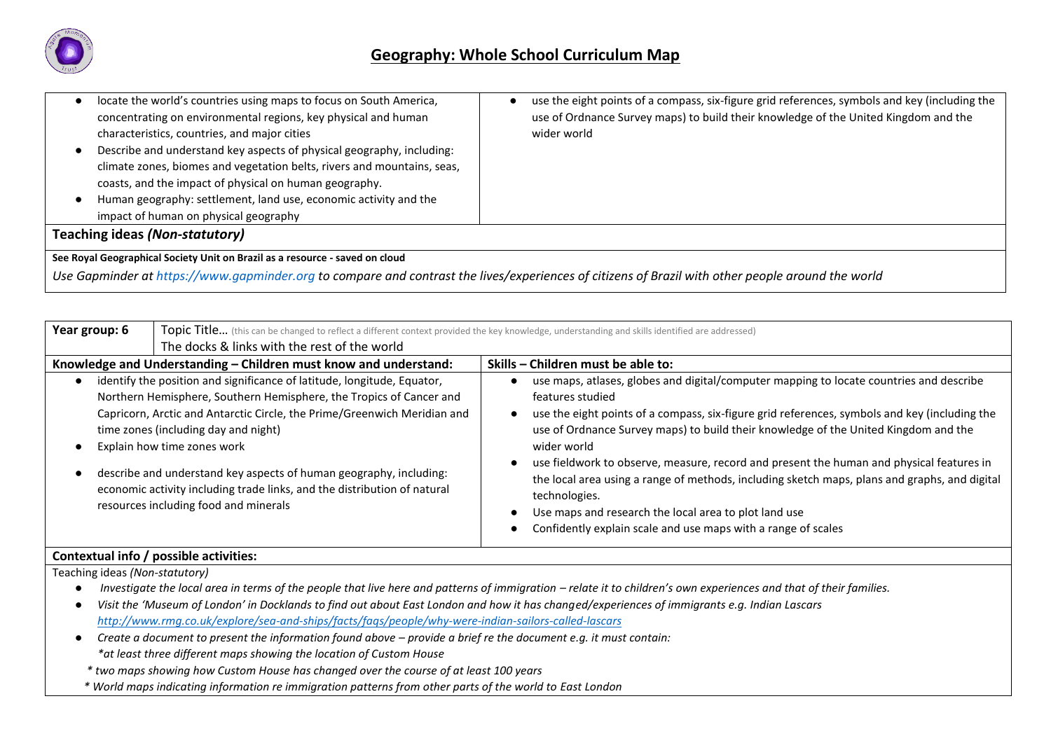# Geography: Whole School Curriculum Map

| | |
|---|---|
| • locate the world's countries using maps to focus on South America, concentrating on environmental regions, key physical and human characteristics, countries, and major cities<br>• Describe and understand key aspects of physical geography, including: climate zones, biomes and vegetation belts, rivers and mountains, seas, coasts, and the impact of physical on human geography.<br>• Human geography: settlement, land use, economic activity and the impact of human on physical geography | • use the eight points of a compass, six-figure grid references, symbols and key (including the use of Ordnance Survey maps) to build their knowledge of the United Kingdom and the wider world |

**Teaching ideas *(Non-statutory)***

**See Royal Geographical Society Unit on Brazil as a resource - saved on cloud**

*Use Gapminder at https://www.gapminder.org to compare and contrast the lives/experiences of citizens of Brazil with other people around the world*

| **Year group: 6** | Topic Title… (this can be changed to reflect a different context provided the key knowledge, understanding and skills identified are addressed)<br>The docks & links with the rest of the world |
|---|---|
| **Knowledge and Understanding – Children must know and understand:** | **Skills – Children must be able to:** |
| • identify the position and significance of latitude, longitude, Equator, Northern Hemisphere, Southern Hemisphere, the Tropics of Cancer and Capricorn, Arctic and Antarctic Circle, the Prime/Greenwich Meridian and time zones (including day and night)<br>• Explain how time zones work<br>• describe and understand key aspects of human geography, including: economic activity including trade links, and the distribution of natural resources including food and minerals | • use maps, atlases, globes and digital/computer mapping to locate countries and describe features studied<br>• use the eight points of a compass, six-figure grid references, symbols and key (including the use of Ordnance Survey maps) to build their knowledge of the United Kingdom and the wider world<br>• use fieldwork to observe, measure, record and present the human and physical features in the local area using a range of methods, including sketch maps, plans and graphs, and digital technologies.<br>• Use maps and research the local area to plot land use<br>• Confidently explain scale and use maps with a range of scales |

**Contextual info / possible activities:**

Teaching ideas *(Non-statutory)*

- *Investigate the local area in terms of the people that live here and patterns of immigration – relate it to children's own experiences and that of their families.*
- *Visit the 'Museum of London' in Docklands to find out about East London and how it has changed/experiences of immigrants e.g. Indian Lascars* *http://www.rmg.co.uk/explore/sea-and-ships/facts/faqs/people/why-were-indian-sailors-called-lascars*
- *Create a document to present the information found above – provide a brief re the document e.g. it must contain:*
  *\*at least three different maps showing the location of Custom House*
  *\* two maps showing how Custom House has changed over the course of at least 100 years*
  *\* World maps indicating information re immigration patterns from other parts of the world to East London*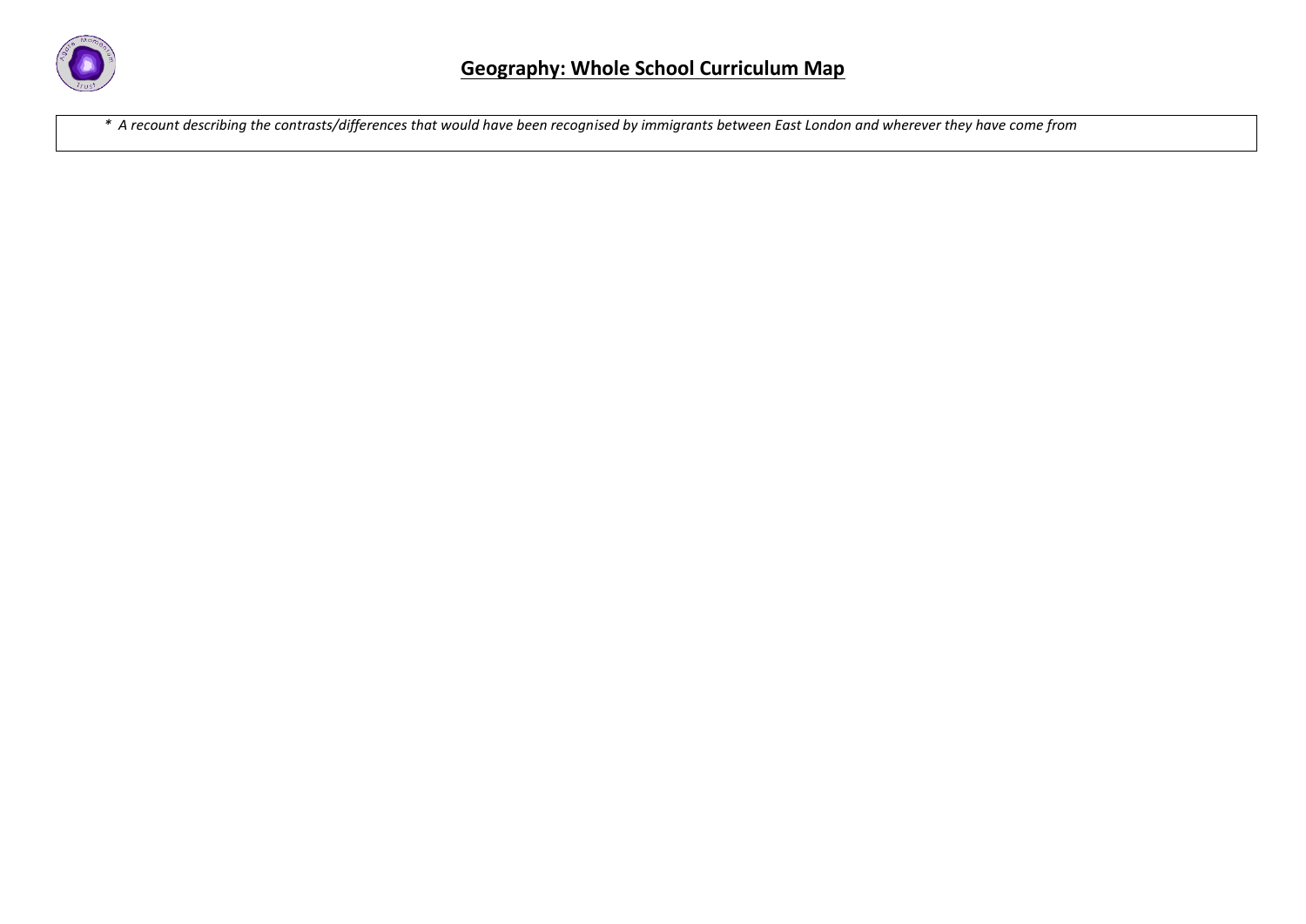## Geography: Whole School Curriculum Map

| |
|---|
| *\* A recount describing the contrasts/differences that would have been recognised by immigrants between East London and wherever they have come from* |